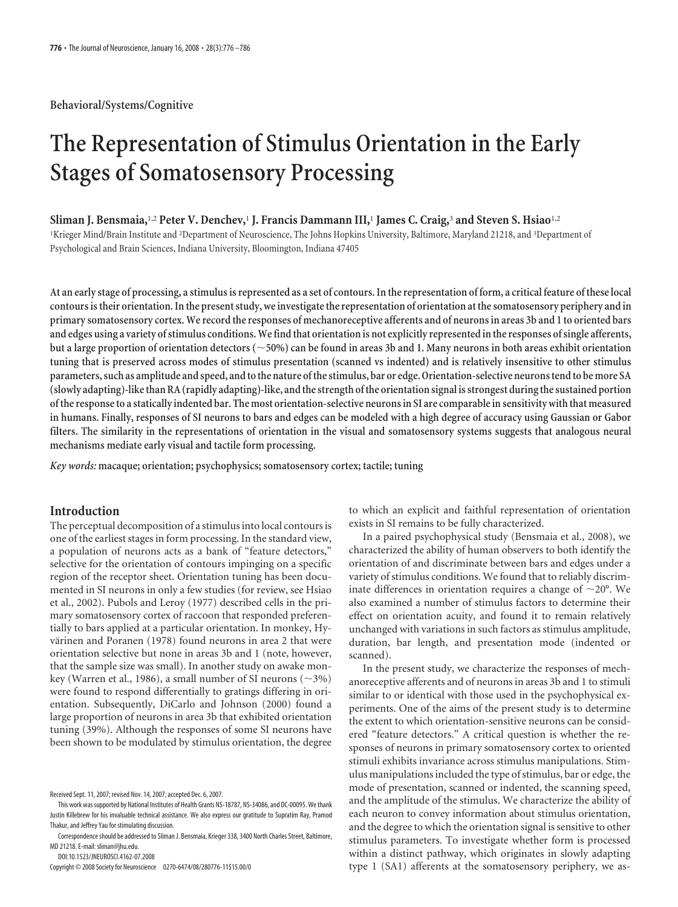Behavioral/Systems/Cognitive

# The Representation of Stimulus Orientation in the Early Stages of Somatosensory Processing

**Sliman J. Bensmaia,[1,2] Peter V. Denchev,[1] J. Francis Dammann III,[1] James C. Craig,[3] and Steven S. Hsiao[1,2]**

[1]Krieger Mind/Brain Institute and [2]Department of Neuroscience, The Johns Hopkins University, Baltimore, Maryland 21218, and [3]Department of Psychological and Brain Sciences, Indiana University, Bloomington, Indiana 47405

**At an early stage of processing, a stimulus is represented as a set of contours. In the representation of form, a critical feature of these local contours is their orientation. In the present study, we investigate the representation of orientation at the somatosensory periphery and in primary somatosensory cortex. We record the responses of mechanoreceptive afferents and of neurons in areas 3b and 1 to oriented bars and edges using a variety of stimulus conditions. We find that orientation is not explicitly represented in the responses of single afferents, but a large proportion of orientation detectors (~50%) can be found in areas 3b and 1. Many neurons in both areas exhibit orientation tuning that is preserved across modes of stimulus presentation (scanned vs indented) and is relatively insensitive to other stimulus parameters, such as amplitude and speed, and to the nature of the stimulus, bar or edge. Orientation-selective neurons tend to be more SA (slowly adapting)-like than RA (rapidly adapting)-like, and the strength of the orientation signal is strongest during the sustained portion of the response to a statically indented bar. The most orientation-selective neurons in SI are comparable in sensitivity with that measured in humans. Finally, responses of SI neurons to bars and edges can be modeled with a high degree of accuracy using Gaussian or Gabor filters. The similarity in the representations of orientation in the visual and somatosensory systems suggests that analogous neural mechanisms mediate early visual and tactile form processing.**

*Key words:* **macaque; orientation; psychophysics; somatosensory cortex; tactile; tuning**

## Introduction

The perceptual decomposition of a stimulus into local contours is one of the earliest stages in form processing. In the standard view, a population of neurons acts as a bank of "feature detectors," selective for the orientation of contours impinging on a specific region of the receptor sheet. Orientation tuning has been documented in SI neurons in only a few studies (for review, see Hsiao et al., 2002). Pubols and Leroy (1977) described cells in the primary somatosensory cortex of raccoon that responded preferentially to bars applied at a particular orientation. In monkey, Hyvärinen and Poranen (1978) found neurons in area 2 that were orientation selective but none in areas 3b and 1 (note, however, that the sample size was small). In another study on awake monkey (Warren et al., 1986), a small number of SI neurons (~3%) were found to respond differentially to gratings differing in orientation. Subsequently, DiCarlo and Johnson (2000) found a large proportion of neurons in area 3b that exhibited orientation tuning (39%). Although the responses of some SI neurons have been shown to be modulated by stimulus orientation, the degree to which an explicit and faithful representation of orientation exists in SI remains to be fully characterized.

In a paired psychophysical study (Bensmaia et al., 2008), we characterized the ability of human observers to both identify the orientation of and discriminate between bars and edges under a variety of stimulus conditions. We found that to reliably discriminate differences in orientation requires a change of ~20°. We also examined a number of stimulus factors to determine their effect on orientation acuity, and found it to remain relatively unchanged with variations in such factors as stimulus amplitude, duration, bar length, and presentation mode (indented or scanned).

In the present study, we characterize the responses of mechanoreceptive afferents and of neurons in areas 3b and 1 to stimuli similar to or identical with those used in the psychophysical experiments. One of the aims of the present study is to determine the extent to which orientation-sensitive neurons can be considered "feature detectors." A critical question is whether the responses of neurons in primary somatosensory cortex to oriented stimuli exhibits invariance across stimulus manipulations. Stimulus manipulations included the type of stimulus, bar or edge, the mode of presentation, scanned or indented, the scanning speed, and the amplitude of the stimulus. We characterize the ability of each neuron to convey information about stimulus orientation, and the degree to which the orientation signal is sensitive to other stimulus parameters. To investigate whether form is processed within a distinct pathway, which originates in slowly adapting type 1 (SA1) afferents at the somatosensory periphery, we as-

Received Sept. 11, 2007; revised Nov. 14, 2007; accepted Dec. 6, 2007.

This work was supported by National Institutes of Health Grants NS-18787, NS-34086, and DC-00095. We thank Justin Killebrew for his invaluable technical assistance. We also express our gratitude to Supratim Ray, Pramod Thakur, and Jeffrey Yau for stimulating discussion.

Correspondence should be addressed to Sliman J. Bensmaia, Krieger 338, 3400 North Charles Street, Baltimore, MD 21218. E-mail: sliman@jhu.edu.

DOI:10.1523/JNEUROSCI.4162-07.2008

Copyright © 2008 Society for Neuroscience 0270-6474/08/280776-11$15.00/0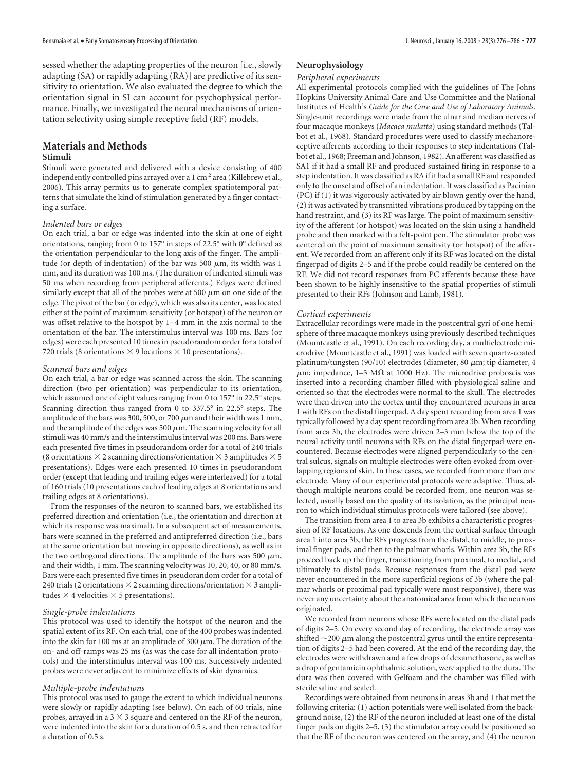sessed whether the adapting properties of the neuron [i.e., slowly adapting (SA) or rapidly adapting (RA)] are predictive of its sensitivity to orientation. We also evaluated the degree to which the orientation signal in SI can account for psychophysical performance. Finally, we investigated the neural mechanisms of orientation selectivity using simple receptive field (RF) models.

## Materials and Methods

### Stimuli

Stimuli were generated and delivered with a device consisting of 400 independently controlled pins arrayed over a 1 cm$^2$ area (Killebrew et al., 2006). This array permits us to generate complex spatiotemporal patterns that simulate the kind of stimulation generated by a finger contacting a surface.

#### *Indented bars or edges*

On each trial, a bar or edge was indented into the skin at one of eight orientations, ranging from 0 to 157° in steps of 22.5° with 0° defined as the orientation perpendicular to the long axis of the finger. The amplitude (or depth of indentation) of the bar was 500 $\mu$m, its width was 1 mm, and its duration was 100 ms. (The duration of indented stimuli was 50 ms when recording from peripheral afferents.) Edges were defined similarly except that all of the probes were at 500 $\mu$m on one side of the edge. The pivot of the bar (or edge), which was also its center, was located either at the point of maximum sensitivity (or hotspot) of the neuron or was offset relative to the hotspot by 1–4 mm in the axis normal to the orientation of the bar. The interstimulus interval was 100 ms. Bars (or edges) were each presented 10 times in pseudorandom order for a total of 720 trials (8 orientations × 9 locations × 10 presentations).

#### *Scanned bars and edges*

On each trial, a bar or edge was scanned across the skin. The scanning direction (two per orientation) was perpendicular to its orientation, which assumed one of eight values ranging from 0 to 157° in 22.5° steps. Scanning direction thus ranged from 0 to 337.5° in 22.5° steps. The amplitude of the bars was 300, 500, or 700 $\mu$m and their width was 1 mm, and the amplitude of the edges was 500 $\mu$m. The scanning velocity for all stimuli was 40 mm/s and the interstimulus interval was 200 ms. Bars were each presented five times in pseudorandom order for a total of 240 trials (8 orientations × 2 scanning directions/orientation × 3 amplitudes × 5 presentations). Edges were each presented 10 times in pseudorandom order (except that leading and trailing edges were interleaved) for a total of 160 trials (10 presentations each of leading edges at 8 orientations and trailing edges at 8 orientations).

From the responses of the neuron to scanned bars, we established its preferred direction and orientation (i.e., the orientation and direction at which its response was maximal). In a subsequent set of measurements, bars were scanned in the preferred and antipreferred direction (i.e., bars at the same orientation but moving in opposite directions), as well as in the two orthogonal directions. The amplitude of the bars was 500 $\mu$m, and their width, 1 mm. The scanning velocity was 10, 20, 40, or 80 mm/s. Bars were each presented five times in pseudorandom order for a total of 240 trials (2 orientations × 2 scanning directions/orientation × 3 amplitudes × 4 velocities × 5 presentations).

#### *Single-probe indentations*

This protocol was used to identify the hotspot of the neuron and the spatial extent of its RF. On each trial, one of the 400 probes was indented into the skin for 100 ms at an amplitude of 300 $\mu$m. The duration of the on- and off-ramps was 25 ms (as was the case for all indentation protocols) and the interstimulus interval was 100 ms. Successively indented probes were never adjacent to minimize effects of skin dynamics.

#### *Multiple-probe indentations*

This protocol was used to gauge the extent to which individual neurons were slowly or rapidly adapting (see below). On each of 60 trials, nine probes, arrayed in a 3 × 3 square and centered on the RF of the neuron, were indented into the skin for a duration of 0.5 s, and then retracted for a duration of 0.5 s.

### Neurophysiology

#### *Peripheral experiments*

All experimental protocols complied with the guidelines of The Johns Hopkins University Animal Care and Use Committee and the National Institutes of Health's *Guide for the Care and Use of Laboratory Animals*. Single-unit recordings were made from the ulnar and median nerves of four macaque monkeys (*Macaca mulatta*) using standard methods (Talbot et al., 1968). Standard procedures were used to classify mechanoreceptive afferents according to their responses to step indentations (Talbot et al., 1968; Freeman and Johnson, 1982). An afferent was classified as SA1 if it had a small RF and produced sustained firing in response to a step indentation. It was classified as RA if it had a small RF and responded only to the onset and offset of an indentation. It was classified as Pacinian (PC) if (1) it was vigorously activated by air blown gently over the hand, (2) it was activated by transmitted vibrations produced by tapping on the hand restraint, and (3) its RF was large. The point of maximum sensitivity of the afferent (or hotspot) was located on the skin using a handheld probe and then marked with a felt-point pen. The stimulator probe was centered on the point of maximum sensitivity (or hotspot) of the afferent. We recorded from an afferent only if its RF was located on the distal fingerpad of digits 2–5 and if the probe could readily be centered on the RF. We did not record responses from PC afferents because these have been shown to be highly insensitive to the spatial properties of stimuli presented to their RFs (Johnson and Lamb, 1981).

#### *Cortical experiments*

Extracellular recordings were made in the postcentral gyri of one hemisphere of three macaque monkeys using previously described techniques (Mountcastle et al., 1991). On each recording day, a multielectrode microdrive (Mountcastle et al., 1991) was loaded with seven quartz-coated platinum/tungsten (90/10) electrodes (diameter, 80 $\mu$m; tip diameter, 4 $\mu$m; impedance, 1–3 M$\Omega$ at 1000 Hz). The microdrive proboscis was inserted into a recording chamber filled with physiological saline and oriented so that the electrodes were normal to the skull. The electrodes were then driven into the cortex until they encountered neurons in area 1 with RFs on the distal fingerpad. A day spent recording from area 1 was typically followed by a day spent recording from area 3b. When recording from area 3b, the electrodes were driven 2–3 mm below the top of the neural activity until neurons with RFs on the distal fingerpad were encountered. Because electrodes were aligned perpendicularly to the central sulcus, signals on multiple electrodes were often evoked from overlapping regions of skin. In these cases, we recorded from more than one electrode. Many of our experimental protocols were adaptive. Thus, although multiple neurons could be recorded from, one neuron was selected, usually based on the quality of its isolation, as the principal neuron to which individual stimulus protocols were tailored (see above).

The transition from area 1 to area 3b exhibits a characteristic progression of RF locations. As one descends from the cortical surface through area 1 into area 3b, the RFs progress from the distal, to middle, to proximal finger pads, and then to the palmar whorls. Within area 3b, the RFs proceed back up the finger, transitioning from proximal, to medial, and ultimately to distal pads. Because responses from the distal pad were never encountered in the more superficial regions of 3b (where the palmar whorls or proximal pad typically were most responsive), there was never any uncertainty about the anatomical area from which the neurons originated.

We recorded from neurons whose RFs were located on the distal pads of digits 2–5. On every second day of recording, the electrode array was shifted ~200 $\mu$m along the postcentral gyrus until the entire representation of digits 2–5 had been covered. At the end of the recording day, the electrodes were withdrawn and a few drops of dexamethasone, as well as a drop of gentamicin ophthalmic solution, were applied to the dura. The dura was then covered with Gelfoam and the chamber was filled with sterile saline and sealed.

Recordings were obtained from neurons in areas 3b and 1 that met the following criteria: (1) action potentials were well isolated from the background noise, (2) the RF of the neuron included at least one of the distal finger pads on digits 2–5, (3) the stimulator array could be positioned so that the RF of the neuron was centered on the array, and (4) the neuron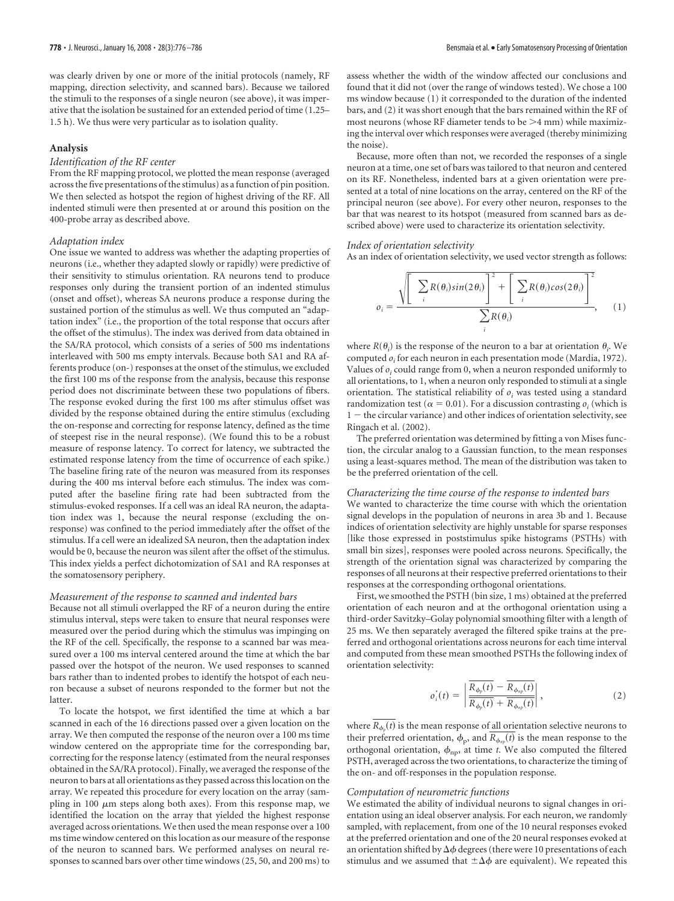was clearly driven by one or more of the initial protocols (namely, RF mapping, direction selectivity, and scanned bars). Because we tailored the stimuli to the responses of a single neuron (see above), it was imperative that the isolation be sustained for an extended period of time (1.25–1.5 h). We thus were very particular as to isolation quality.

## Analysis

### *Identification of the RF center*

From the RF mapping protocol, we plotted the mean response (averaged across the five presentations of the stimulus) as a function of pin position. We then selected as hotspot the region of highest driving of the RF. All indented stimuli were then presented at or around this position on the 400-probe array as described above.

### *Adaptation index*

One issue we wanted to address was whether the adapting properties of neurons (i.e., whether they adapted slowly or rapidly) were predictive of their sensitivity to stimulus orientation. RA neurons tend to produce responses only during the transient portion of an indented stimulus (onset and offset), whereas SA neurons produce a response during the sustained portion of the stimulus as well. We thus computed an "adaptation index" (i.e., the proportion of the total response that occurs after the offset of the stimulus). The index was derived from data obtained in the SA/RA protocol, which consists of a series of 500 ms indentations interleaved with 500 ms empty intervals. Because both SA1 and RA afferents produce (on-) responses at the onset of the stimulus, we excluded the first 100 ms of the response from the analysis, because this response period does not discriminate between these two populations of fibers. The response evoked during the first 100 ms after stimulus offset was divided by the response obtained during the entire stimulus (excluding the on-response and correcting for response latency, defined as the time of steepest rise in the neural response). (We found this to be a robust measure of response latency. To correct for latency, we subtracted the estimated response latency from the time of occurrence of each spike.) The baseline firing rate of the neuron was measured from its responses during the 400 ms interval before each stimulus. The index was computed after the baseline firing rate had been subtracted from the stimulus-evoked responses. If a cell was an ideal RA neuron, the adaptation index was 1, because the neural response (excluding the on-response) was confined to the period immediately after the offset of the stimulus. If a cell were an idealized SA neuron, then the adaptation index would be 0, because the neuron was silent after the offset of the stimulus. This index yields a perfect dichotomization of SA1 and RA responses at the somatosensory periphery.

### *Measurement of the response to scanned and indented bars*

Because not all stimuli overlapped the RF of a neuron during the entire stimulus interval, steps were taken to ensure that neural responses were measured over the period during which the stimulus was impinging on the RF of the cell. Specifically, the response to a scanned bar was measured over a 100 ms interval centered around the time at which the bar passed over the hotspot of the neuron. We used responses to scanned bars rather than to indented probes to identify the hotspot of each neuron because a subset of neurons responded to the former but not the latter.

To locate the hotspot, we first identified the time at which a bar scanned in each of the 16 directions passed over a given location on the array. We then computed the response of the neuron over a 100 ms time window centered on the appropriate time for the corresponding bar, correcting for the response latency (estimated from the neural responses obtained in the SA/RA protocol). Finally, we averaged the response of the neuron to bars at all orientations as they passed across this location on the array. We repeated this procedure for every location on the array (sampling in 100 μm steps along both axes). From this response map, we identified the location on the array that yielded the highest response averaged across orientations. We then used the mean response over a 100 ms time window centered on this location as our measure of the response of the neuron to scanned bars. We performed analyses on neural responses to scanned bars over other time windows (25, 50, and 200 ms) to assess whether the width of the window affected our conclusions and found that it did not (over the range of windows tested). We chose a 100 ms window because (1) it corresponded to the duration of the indented bars, and (2) it was short enough that the bars remained within the RF of most neurons (whose RF diameter tends to be >4 mm) while maximizing the interval over which responses were averaged (thereby minimizing the noise).

Because, more often than not, we recorded the responses of a single neuron at a time, one set of bars was tailored to that neuron and centered on its RF. Nonetheless, indented bars at a given orientation were presented at a total of nine locations on the array, centered on the RF of the principal neuron (see above). For every other neuron, responses to the bar that was nearest to its hotspot (measured from scanned bars as described above) were used to characterize its orientation selectivity.

### *Index of orientation selectivity*

As an index of orientation selectivity, we used vector strength as follows:

$$o_i = \frac{\sqrt{\left[\sum_i R(\theta_i)sin(2\theta_i)\right]^2 + \left[\sum_i R(\theta_i)cos(2\theta_i)\right]^2}}{\sum_i R(\theta_i)}, \qquad (1)$$

where $R(\theta_i)$ is the response of the neuron to a bar at orientation $\theta_i$. We computed $o_i$ for each neuron in each presentation mode (Mardia, 1972). Values of $o_i$ could range from 0, when a neuron responded uniformly to all orientations, to 1, when a neuron only responded to stimuli at a single orientation. The statistical reliability of $o_i$ was tested using a standard randomization test ($\alpha = 0.01$). For a discussion contrasting $o_i$ (which is $1 -$ the circular variance) and other indices of orientation selectivity, see Ringach et al. (2002).

The preferred orientation was determined by fitting a von Mises function, the circular analog to a Gaussian function, to the mean responses using a least-squares method. The mean of the distribution was taken to be the preferred orientation of the cell.

### *Characterizing the time course of the response to indented bars*

We wanted to characterize the time course with which the orientation signal develops in the population of neurons in area 3b and 1. Because indices of orientation selectivity are highly unstable for sparse responses [like those expressed in poststimulus spike histograms (PSTHs) with small bin sizes], responses were pooled across neurons. Specifically, the strength of the orientation signal was characterized by comparing the responses of all neurons at their respective preferred orientations to their responses at the corresponding orthogonal orientations.

First, we smoothed the PSTH (bin size, 1 ms) obtained at the preferred orientation of each neuron and at the orthogonal orientation using a third-order Savitzky–Golay polynomial smoothing filter with a length of 25 ms. We then separately averaged the filtered spike trains at the preferred and orthogonal orientations across neurons for each time interval and computed from these mean smoothed PSTHs the following index of orientation selectivity:

$$o_i^*(t) = \left| \frac{\overline{R_{\phi_p}(t)} - \overline{R_{\phi_{np}}(t)}}{\overline{R_{\phi_p}(t)} + \overline{R_{\phi_{np}}(t)}} \right|, \qquad (2)$$

where $\overline{R_{\phi_p}(t)}$ is the mean response of all orientation selective neurons to their preferred orientation, $\phi_p$, and $\overline{R_{\phi_{np}}(t)}$ is the mean response to the orthogonal orientation, $\phi_{np}$, at time $t$. We also computed the filtered PSTH, averaged across the two orientations, to characterize the timing of the on- and off-responses in the population response.

### *Computation of neurometric functions*

We estimated the ability of individual neurons to signal changes in orientation using an ideal observer analysis. For each neuron, we randomly sampled, with replacement, from one of the 10 neural responses evoked at the preferred orientation and one of the 20 neural responses evoked at an orientation shifted by $\Delta\phi$ degrees (there were 10 presentations of each stimulus and we assumed that $\pm\Delta\phi$ are equivalent). We repeated this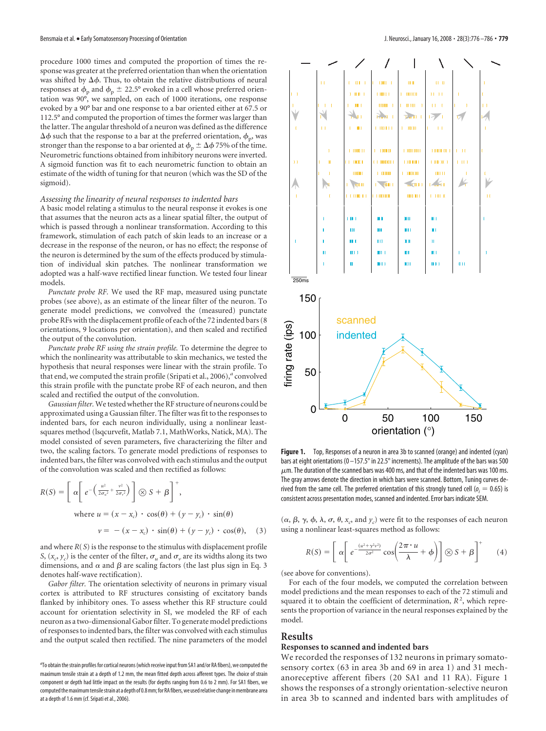procedure 1000 times and computed the proportion of times the response was greater at the preferred orientation than when the orientation was shifted by $\Delta\phi$. Thus, to obtain the relative distributions of neural responses at $\phi_p$ and $\phi_p \pm 22.5°$ evoked in a cell whose preferred orientation was 90°, we sampled, on each of 1000 iterations, one response evoked by a 90° bar and one response to a bar oriented either at 67.5 or 112.5° and computed the proportion of times the former was larger than the latter. The angular threshold of a neuron was defined as the difference $\Delta\phi$ such that the response to a bar at the preferred orientation, $\phi_p$, was stronger than the response to a bar oriented at $\phi_p \pm \Delta\phi$ 75% of the time. Neurometric functions obtained from inhibitory neurons were inverted. A sigmoid function was fit to each neurometric function to obtain an estimate of the width of tuning for that neuron (which was the SD of the sigmoid).

*Assessing the linearity of neural responses to indented bars*

A basic model relating a stimulus to the neural response it evokes is one that assumes that the neuron acts as a linear spatial filter, the output of which is passed through a nonlinear transformation. According to this framework, stimulation of each patch of skin leads to an increase or a decrease in the response of the neuron, or has no effect; the response of the neuron is determined by the sum of the effects produced by stimulation of individual skin patches. The nonlinear transformation we adopted was a half-wave rectified linear function. We tested four linear models.

*Punctate probe RF.* We used the RF map, measured using punctate probes (see above), as an estimate of the linear filter of the neuron. To generate model predictions, we convolved the (measured) punctate probe RFs with the displacement profile of each of the 72 indented bars (8 orientations, 9 locations per orientation), and then scaled and rectified the output of the convolution.

*Punctate probe RF using the strain profile.* To determine the degree to which the nonlinearity was attributable to skin mechanics, we tested the hypothesis that neural responses were linear with the strain profile. To that end, we computed the strain profile (Sripati et al., 2006),[a] convolved this strain profile with the punctate probe RF of each neuron, and then scaled and rectified the output of the convolution.

*Gaussian filter.* We tested whether the RF structure of neurons could be approximated using a Gaussian filter. The filter was fit to the responses to indented bars, for each neuron individually, using a nonlinear least-squares method (lsqcurvefit, Matlab 7.1, MathWorks, Natick, MA). The model consisted of seven parameters, five characterizing the filter and two, the scaling factors. To generate model predictions of responses to indented bars, the filter was convolved with each stimulus and the output of the convolution was scaled and then rectified as follows:

$$R(S) = \left[ \alpha \left[ e^{-\left(\frac{u^2}{2\sigma_u^2} + \frac{v^2}{2\sigma_v^2}\right)} \right] \otimes S + \beta \right]^+,$$

$$\text{where } u = (x - x_c) \cdot \cos(\theta) + (y - y_c) \cdot \sin(\theta)$$

$$v = -(x - x_c) \cdot \sin(\theta) + (y - y_c) \cdot \cos(\theta), \quad (3)$$

and where $R(S)$ is the response to the stimulus with displacement profile $S$, $(x_c, y_c)$ is the center of the filter, $\sigma_u$ and $\sigma_v$ are its widths along its two dimensions, and $\alpha$ and $\beta$ are scaling factors (the last plus sign in Eq. 3 denotes half-wave rectification).

*Gabor filter.* The orientation selectivity of neurons in primary visual cortex is attributed to RF structures consisting of excitatory bands flanked by inhibitory ones. To assess whether this RF structure could account for orientation selectivity in SI, we modeled the RF of each neuron as a two-dimensional Gabor filter. To generate model predictions of responses to indented bars, the filter was convolved with each stimulus and the output scaled then rectified. The nine parameters of the model ($\alpha$, $\beta$, $\gamma$, $\phi$, $\lambda$, $\sigma$, $\theta$, $x_c$, and $y_c$) were fit to the responses of each neuron using a nonlinear least-squares method as follows:

$$R(S) = \left[ \alpha \left[ e^{-\frac{(u^2 + \gamma^2 v^2)}{2\sigma^2}} \cos\left(\frac{2\pi \cdot u}{\lambda} + \phi\right) \right] \otimes S + \beta \right]^+ \quad (4)$$

(see above for conventions).

For each of the four models, we computed the correlation between model predictions and the mean responses to each of the 72 stimuli and squared it to obtain the coefficient of determination, $R^2$, which represents the proportion of variance in the neural responses explained by the model.

[a]To obtain the strain profiles for cortical neurons (which receive input from SA1 and/or RA fibers), we computed the maximum tensile strain at a depth of 1.2 mm, the mean fitted depth across afferent types. The choice of strain component or depth had little impact on the results (for depths ranging from 0.6 to 2 mm). For SA1 fibers, we computed the maximum tensile strain at a depth of 0.8 mm; for RA fibers, we used relative change in membrane area at a depth of 1.6 mm (cf. Sripati et al., 2006).

**Figure 1.** Top, Responses of a neuron in area 3b to scanned (orange) and indented (cyan) bars at eight orientations (0–157.5° in 22.5° increments). The amplitude of the bars was 500 $\mu$m. The duration of the scanned bars was 400 ms, and that of the indented bars was 100 ms. The gray arrows denote the direction in which bars were scanned. Bottom, Tuning curves derived from the same cell. The preferred orientation of this strongly tuned cell ($o_i = 0.65$) is consistent across presentation modes, scanned and indented. Error bars indicate SEM.

## Results

### Responses to scanned and indented bars

We recorded the responses of 132 neurons in primary somatosensory cortex (63 in area 3b and 69 in area 1) and 31 mechanoreceptive afferent fibers (20 SA1 and 11 RA). Figure 1 shows the responses of a strongly orientation-selective neuron in area 3b to scanned and indented bars with amplitudes of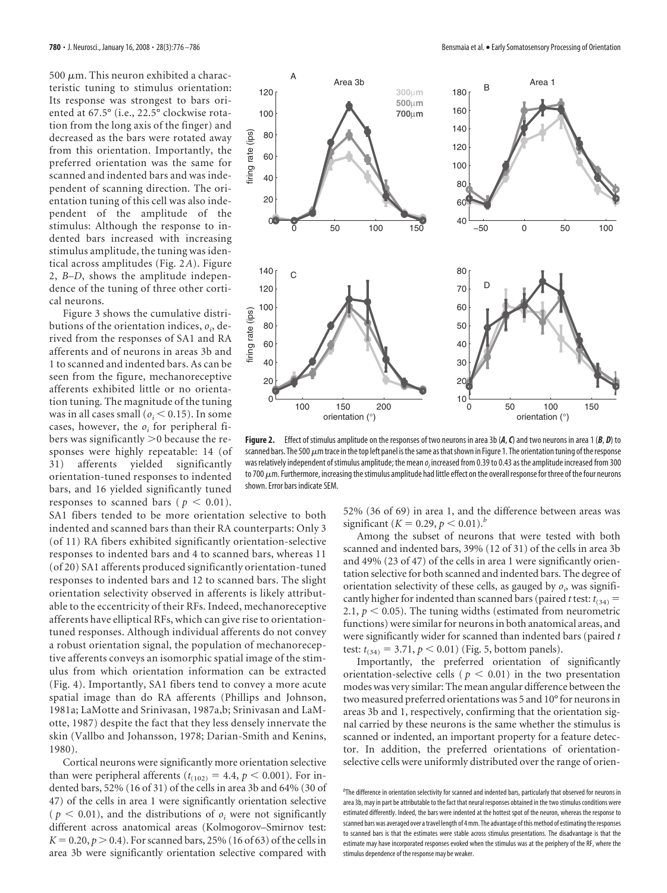500 $\mu$m. This neuron exhibited a characteristic tuning to stimulus orientation: Its response was strongest to bars oriented at 67.5° (i.e., 22.5° clockwise rotation from the long axis of the finger) and decreased as the bars were rotated away from this orientation. Importantly, the preferred orientation was the same for scanned and indented bars and was independent of scanning direction. The orientation tuning of this cell was also independent of the amplitude of the stimulus: Although the response to indented bars increased with increasing stimulus amplitude, the tuning was identical across amplitudes (Fig. 2*A*). Figure 2, *B–D*, shows the amplitude independence of the tuning of three other cortical neurons.

Figure 3 shows the cumulative distributions of the orientation indices, $o_i$, derived from the responses of SA1 and RA afferents and of neurons in areas 3b and 1 to scanned and indented bars. As can be seen from the figure, mechanoreceptive afferents exhibited little or no orientation tuning. The magnitude of the tuning was in all cases small ($o_i < 0.15$). In some cases, however, the $o_i$ for peripheral fibers was significantly >0 because the responses were highly repeatable: 14 (of 31) afferents yielded significantly orientation-tuned responses to indented bars, and 16 yielded significantly tuned responses to scanned bars ($p < 0.01$). SA1 fibers tended to be more orientation selective to both indented and scanned bars than their RA counterparts: Only 3 (of 11) RA fibers exhibited significantly orientation-selective responses to indented bars and 4 to scanned bars, whereas 11 (of 20) SA1 afferents produced significantly orientation-tuned responses to indented bars and 12 to scanned bars. The slight orientation selectivity observed in afferents is likely attributable to the eccentricity of their RFs. Indeed, mechanoreceptive afferents have elliptical RFs, which can give rise to orientation-tuned responses. Although individual afferents do not convey a robust orientation signal, the population of mechanoreceptive afferents conveys an isomorphic spatial image of the stimulus from which orientation information can be extracted (Fig. 4). Importantly, SA1 fibers tend to convey a more acute spatial image than do RA afferents (Phillips and Johnson, 1981a; LaMotte and Srinivasan, 1987a,b; Srinivasan and LaMotte, 1987) despite the fact that they less densely innervate the skin (Vallbo and Johansson, 1978; Darian-Smith and Kenins, 1980).

Cortical neurons were significantly more orientation selective than were peripheral afferents ($t_{(102)} = 4.4$, $p < 0.001$). For indented bars, 52% (16 of 31) of the cells in area 3b and 64% (30 of 47) of the cells in area 1 were significantly orientation selective ($p < 0.01$), and the distributions of $o_i$ were not significantly different across anatomical areas (Kolmogorov–Smirnov test: $K = 0.20$, $p > 0.4$). For scanned bars, 25% (16 of 63) of the cells in area 3b were significantly orientation selective compared with 52% (36 of 69) in area 1, and the difference between areas was significant ($K = 0.29$, $p < 0.01$).[b]

**Figure 2.** Effect of stimulus amplitude on the responses of two neurons in area 3b (***A***, ***C***) and two neurons in area 1 (***B***, ***D***) to scanned bars. The 500 $\mu$m trace in the top left panel is the same as that shown in Figure 1. The orientation tuning of the response was relatively independent of stimulus amplitude; the mean $o_i$ increased from 0.39 to 0.43 as the amplitude increased from 300 to 700 $\mu$m. Furthermore, increasing the stimulus amplitude had little effect on the overall response for three of the four neurons shown. Error bars indicate SEM.

Among the subset of neurons that were tested with both scanned and indented bars, 39% (12 of 31) of the cells in area 3b and 49% (23 of 47) of the cells in area 1 were significantly orientation selective for both scanned and indented bars. The degree of orientation selectivity of these cells, as gauged by $o_i$, was significantly higher for indented than scanned bars (paired *t* test: $t_{(34)} = 2.1$, $p < 0.05$). The tuning widths (estimated from neurometric functions) were similar for neurons in both anatomical areas, and were significantly wider for scanned than indented bars (paired *t* test: $t_{(34)} = 3.71$, $p < 0.01$) (Fig. 5, bottom panels).

Importantly, the preferred orientation of significantly orientation-selective cells ($p < 0.01$) in the two presentation modes was very similar: The mean angular difference between the two measured preferred orientations was 5 and 10° for neurons in areas 3b and 1, respectively, confirming that the orientation signal carried by these neurons is the same whether the stimulus is scanned or indented, an important property for a feature detector. In addition, the preferred orientations of orientation-selective cells were uniformly distributed over the range of orien-

[b]The difference in orientation selectivity for scanned and indented bars, particularly that observed for neurons in area 3b, may in part be attributable to the fact that neural responses obtained in the two stimulus conditions were estimated differently. Indeed, the bars were indented at the hottest spot of the neuron, whereas the response to scanned bars was averaged over a travel length of 4 mm. The advantage of this method of estimating the responses to scanned bars is that the estimates were stable across stimulus presentations. The disadvantage is that the estimate may have incorporated responses evoked when the stimulus was at the periphery of the RF, where the stimulus dependence of the response may be weaker.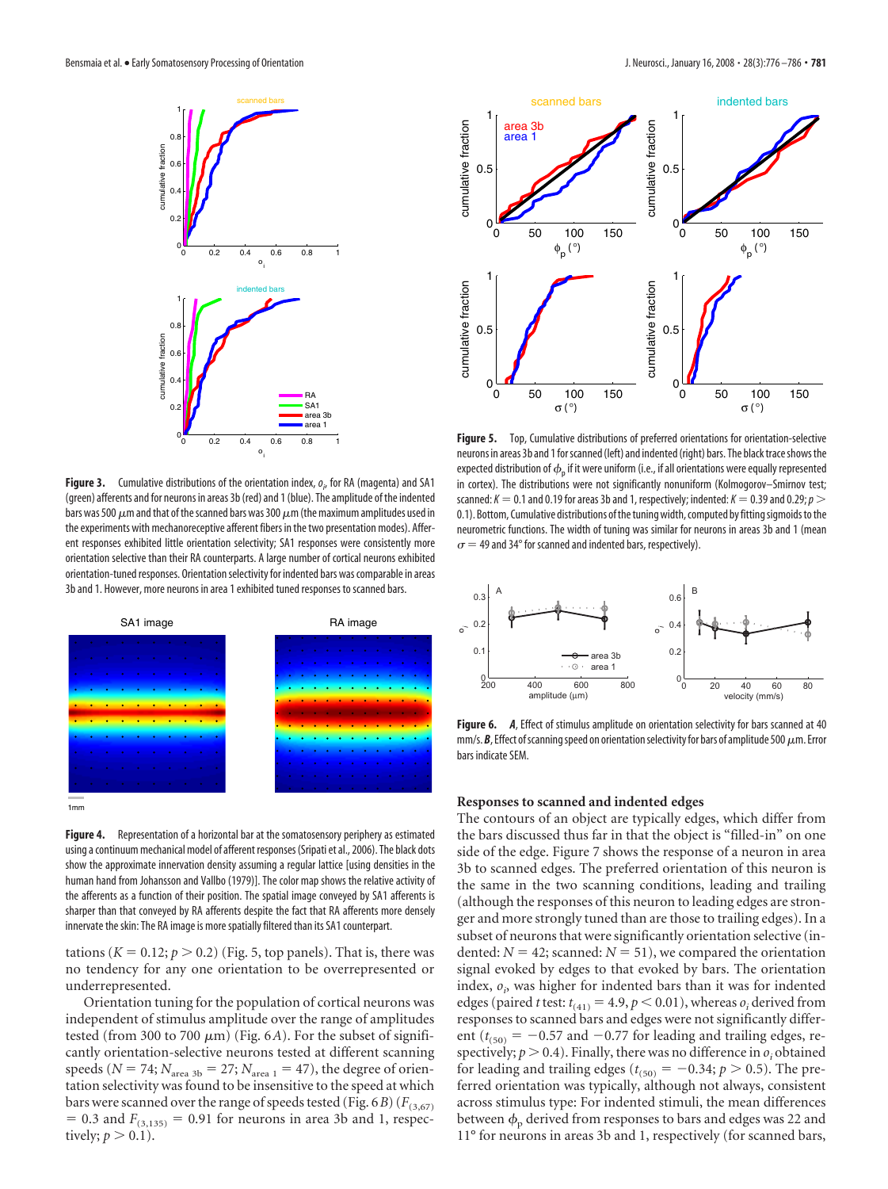**Figure 3.** Cumulative distributions of the orientation index, $o_i$, for RA (magenta) and SA1 (green) afferents and for neurons in areas 3b (red) and 1 (blue). The amplitude of the indented bars was 500 $\mu$m and that of the scanned bars was 300 $\mu$m (the maximum amplitudes used in the experiments with mechanoreceptive afferent fibers in the two presentation modes). Afferent responses exhibited little orientation selectivity; SA1 responses were consistently more orientation selective than their RA counterparts. A large number of cortical neurons exhibited orientation-tuned responses. Orientation selectivity for indented bars was comparable in areas 3b and 1. However, more neurons in area 1 exhibited tuned responses to scanned bars.

**Figure 4.** Representation of a horizontal bar at the somatosensory periphery as estimated using a continuum mechanical model of afferent responses (Sripati et al., 2006). The black dots show the approximate innervation density assuming a regular lattice [using densities in the human hand from Johansson and Vallbo (1979)]. The color map shows the relative activity of the afferents as a function of their position. The spatial image conveyed by SA1 afferents is sharper than that conveyed by RA afferents despite the fact that RA afferents more densely innervate the skin: The RA image is more spatially filtered than its SA1 counterpart.

tations ($K = 0.12$; $p > 0.2$) (Fig. 5, top panels). That is, there was no tendency for any one orientation to be overrepresented or underrepresented.

Orientation tuning for the population of cortical neurons was independent of stimulus amplitude over the range of amplitudes tested (from 300 to 700 $\mu$m) (Fig. 6*A*). For the subset of significantly orientation-selective neurons tested at different scanning speeds ($N = 74$; $N_{\text{area 3b}} = 27$; $N_{\text{area 1}} = 47$), the degree of orientation selectivity was found to be insensitive to the speed at which bars were scanned over the range of speeds tested (Fig. 6*B*) ($F_{(3,67)} = 0.3$ and $F_{(3,135)} = 0.91$ for neurons in area 3b and 1, respectively; $p > 0.1$).

**Figure 5.** Top, Cumulative distributions of preferred orientations for orientation-selective neurons in areas 3b and 1 for scanned (left) and indented (right) bars. The black trace shows the expected distribution of $\phi_p$ if it were uniform (i.e., if all orientations were equally represented in cortex). The distributions were not significantly nonuniform (Kolmogorov–Smirnov test; scanned: $K = 0.1$ and 0.19 for areas 3b and 1, respectively; indented: $K = 0.39$ and 0.29; $p > 0.1$). Bottom, Cumulative distributions of the tuning width, computed by fitting sigmoids to the neurometric functions. The width of tuning was similar for neurons in areas 3b and 1 (mean $\sigma = 49$ and 34° for scanned and indented bars, respectively).

**Figure 6.** ***A***, Effect of stimulus amplitude on orientation selectivity for bars scanned at 40 mm/s. ***B***, Effect of scanning speed on orientation selectivity for bars of amplitude 500 $\mu$m. Error bars indicate SEM.

### Responses to scanned and indented edges

The contours of an object are typically edges, which differ from the bars discussed thus far in that the object is "filled-in" on one side of the edge. Figure 7 shows the response of a neuron in area 3b to scanned edges. The preferred orientation of this neuron is the same in the two scanning conditions, leading and trailing (although the responses of this neuron to leading edges are stronger and more strongly tuned than are those to trailing edges). In a subset of neurons that were significantly orientation selective (indented: $N = 42$; scanned: $N = 51$), we compared the orientation signal evoked by edges to that evoked by bars. The orientation index, $o_i$, was higher for indented bars than it was for indented edges (paired *t* test: $t_{(41)} = 4.9$, $p < 0.01$), whereas $o_i$ derived from responses to scanned bars and edges were not significantly different ($t_{(50)} = -0.57$ and $-0.77$ for leading and trailing edges, respectively; $p > 0.4$). Finally, there was no difference in $o_i$ obtained for leading and trailing edges ($t_{(50)} = -0.34$; $p > 0.5$). The preferred orientation was typically, although not always, consistent across stimulus type: For indented stimuli, the mean differences between $\phi_p$ derived from responses to bars and edges was 22 and 11° for neurons in areas 3b and 1, respectively (for scanned bars,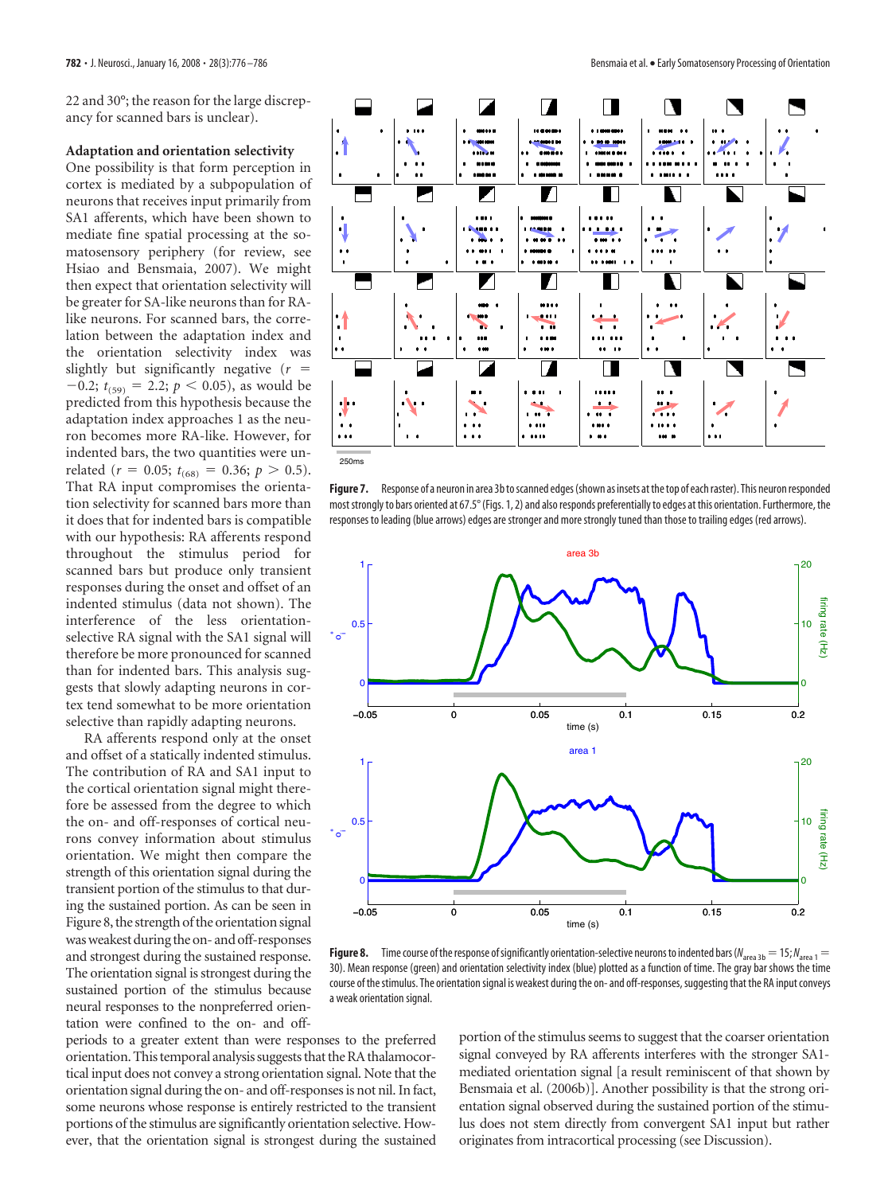22 and 30°; the reason for the large discrepancy for scanned bars is unclear).

### Adaptation and orientation selectivity

One possibility is that form perception in cortex is mediated by a subpopulation of neurons that receives input primarily from SA1 afferents, which have been shown to mediate fine spatial processing at the somatosensory periphery (for review, see Hsiao and Bensmaia, 2007). We might then expect that orientation selectivity will be greater for SA-like neurons than for RA-like neurons. For scanned bars, the correlation between the adaptation index and the orientation selectivity index was slightly but significantly negative ($r = -0.2$; $t_{(59)} = 2.2$; $p < 0.05$), as would be predicted from this hypothesis because the adaptation index approaches 1 as the neuron becomes more RA-like. However, for indented bars, the two quantities were unrelated ($r = 0.05$; $t_{(68)} = 0.36$; $p > 0.5$). That RA input compromises the orientation selectivity for scanned bars more than it does that for indented bars is compatible with our hypothesis: RA afferents respond throughout the stimulus period for scanned bars but produce only transient responses during the onset and offset of an indented stimulus (data not shown). The interference of the less orientation-selective RA signal with the SA1 signal will therefore be more pronounced for scanned than for indented bars. This analysis suggests that slowly adapting neurons in cortex tend somewhat to be more orientation selective than rapidly adapting neurons.

RA afferents respond only at the onset and offset of a statically indented stimulus. The contribution of RA and SA1 input to the cortical orientation signal might therefore be assessed from the degree to which the on- and off-responses of cortical neurons convey information about stimulus orientation. We might then compare the strength of this orientation signal during the transient portion of the stimulus to that during the sustained portion. As can be seen in Figure 8, the strength of the orientation signal was weakest during the on- and off-responses and strongest during the sustained response. The orientation signal is strongest during the sustained portion of the stimulus because neural responses to the nonpreferred orientation were confined to the on- and off-periods to a greater extent than were responses to the preferred orientation. This temporal analysis suggests that the RA thalamocortical input does not convey a strong orientation signal. Note that the orientation signal during the on- and off-responses is not nil. In fact, some neurons whose response is entirely restricted to the transient portions of the stimulus are significantly orientation selective. However, that the orientation signal is strongest during the sustained portion of the stimulus seems to suggest that the coarser orientation signal conveyed by RA afferents interferes with the stronger SA1-mediated orientation signal [a result reminiscent of that shown by Bensmaia et al. (2006b)]. Another possibility is that the strong orientation signal observed during the sustained portion of the stimulus does not stem directly from convergent SA1 input but rather originates from intracortical processing (see Discussion).

**Figure 7.** Response of a neuron in area 3b to scanned edges (shown as insets at the top of each raster). This neuron responded most strongly to bars oriented at 67.5° (Figs. 1, 2) and also responds preferentially to edges at this orientation. Furthermore, the responses to leading (blue arrows) edges are stronger and more strongly tuned than those to trailing edges (red arrows).

**Figure 8.** Time course of the response of significantly orientation-selective neurons to indented bars ($N_{\text{area 3b}} = 15$; $N_{\text{area 1}} = 30$). Mean response (green) and orientation selectivity index (blue) plotted as a function of time. The gray bar shows the time course of the stimulus. The orientation signal is weakest during the on- and off-responses, suggesting that the RA input conveys a weak orientation signal.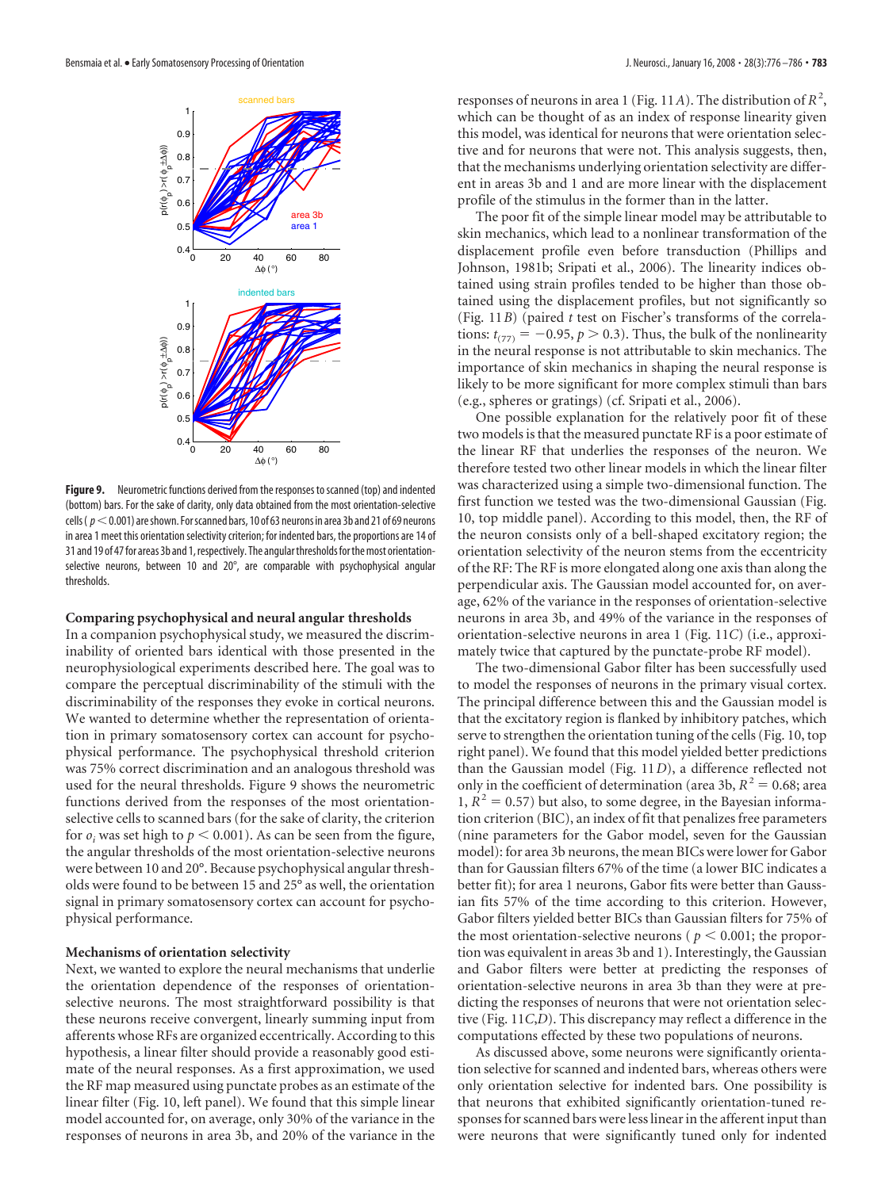**Figure 9.** Neurometric functions derived from the responses to scanned (top) and indented (bottom) bars. For the sake of clarity, only data obtained from the most orientation-selective cells ( $p < 0.001$) are shown. For scanned bars, 10 of 63 neurons in area 3b and 21 of 69 neurons in area 1 meet this orientation selectivity criterion; for indented bars, the proportions are 14 of 31 and 19 of 47 for areas 3b and 1, respectively. The angular thresholds for the most orientation-selective neurons, between 10 and 20°, are comparable with psychophysical angular thresholds.

### Comparing psychophysical and neural angular thresholds

In a companion psychophysical study, we measured the discriminability of oriented bars identical with those presented in the neurophysiological experiments described here. The goal was to compare the perceptual discriminability of the stimuli with the discriminability of the responses they evoke in cortical neurons. We wanted to determine whether the representation of orientation in primary somatosensory cortex can account for psychophysical performance. The psychophysical threshold criterion was 75% correct discrimination and an analogous threshold was used for the neural thresholds. Figure 9 shows the neurometric functions derived from the responses of the most orientation-selective cells to scanned bars (for the sake of clarity, the criterion for $o_i$ was set high to $p < 0.001$). As can be seen from the figure, the angular thresholds of the most orientation-selective neurons were between 10 and 20°. Because psychophysical angular thresholds were found to be between 15 and 25° as well, the orientation signal in primary somatosensory cortex can account for psychophysical performance.

### Mechanisms of orientation selectivity

Next, we wanted to explore the neural mechanisms that underlie the orientation dependence of the responses of orientation-selective neurons. The most straightforward possibility is that these neurons receive convergent, linearly summing input from afferents whose RFs are organized eccentrically. According to this hypothesis, a linear filter should provide a reasonably good estimate of the neural responses. As a first approximation, we used the RF map measured using punctate probes as an estimate of the linear filter (Fig. 10, left panel). We found that this simple linear model accounted for, on average, only 30% of the variance in the responses of neurons in area 3b, and 20% of the variance in the responses of neurons in area 1 (Fig. 11*A*). The distribution of $R^2$, which can be thought of as an index of response linearity given this model, was identical for neurons that were orientation selective and for neurons that were not. This analysis suggests, then, that the mechanisms underlying orientation selectivity are different in areas 3b and 1 and are more linear with the displacement profile of the stimulus in the former than in the latter.

The poor fit of the simple linear model may be attributable to skin mechanics, which lead to a nonlinear transformation of the displacement profile even before transduction (Phillips and Johnson, 1981b; Sripati et al., 2006). The linearity indices obtained using strain profiles tended to be higher than those obtained using the displacement profiles, but not significantly so (Fig. 11*B*) (paired *t* test on Fischer's transforms of the correlations: $t_{(77)} = -0.95$, $p > 0.3$). Thus, the bulk of the nonlinearity in the neural response is not attributable to skin mechanics. The importance of skin mechanics in shaping the neural response is likely to be more significant for more complex stimuli than bars (e.g., spheres or gratings) (cf. Sripati et al., 2006).

One possible explanation for the relatively poor fit of these two models is that the measured punctate RF is a poor estimate of the linear RF that underlies the responses of the neuron. We therefore tested two other linear models in which the linear filter was characterized using a simple two-dimensional function. The first function we tested was the two-dimensional Gaussian (Fig. 10, top middle panel). According to this model, then, the RF of the neuron consists only of a bell-shaped excitatory region; the orientation selectivity of the neuron stems from the eccentricity of the RF: The RF is more elongated along one axis than along the perpendicular axis. The Gaussian model accounted for, on average, 62% of the variance in the responses of orientation-selective neurons in area 3b, and 49% of the variance in the responses of orientation-selective neurons in area 1 (Fig. 11*C*) (i.e., approximately twice that captured by the punctate-probe RF model).

The two-dimensional Gabor filter has been successfully used to model the responses of neurons in the primary visual cortex. The principal difference between this and the Gaussian model is that the excitatory region is flanked by inhibitory patches, which serve to strengthen the orientation tuning of the cells (Fig. 10, top right panel). We found that this model yielded better predictions than the Gaussian model (Fig. 11*D*), a difference reflected not only in the coefficient of determination (area 3b, $R^2 = 0.68$; area 1, $R^2 = 0.57$) but also, to some degree, in the Bayesian information criterion (BIC), an index of fit that penalizes free parameters (nine parameters for the Gabor model, seven for the Gaussian model): for area 3b neurons, the mean BICs were lower for Gabor than for Gaussian filters 67% of the time (a lower BIC indicates a better fit); for area 1 neurons, Gabor fits were better than Gaussian fits 57% of the time according to this criterion. However, Gabor filters yielded better BICs than Gaussian filters for 75% of the most orientation-selective neurons ( $p < 0.001$; the proportion was equivalent in areas 3b and 1). Interestingly, the Gaussian and Gabor filters were better at predicting the responses of orientation-selective neurons in area 3b than they were at predicting the responses of neurons that were not orientation selective (Fig. 11*C*,*D*). This discrepancy may reflect a difference in the computations effected by these two populations of neurons.

As discussed above, some neurons were significantly orientation selective for scanned and indented bars, whereas others were only orientation selective for indented bars. One possibility is that neurons that exhibited significantly orientation-tuned responses for scanned bars were less linear in the afferent input than were neurons that were significantly tuned only for indented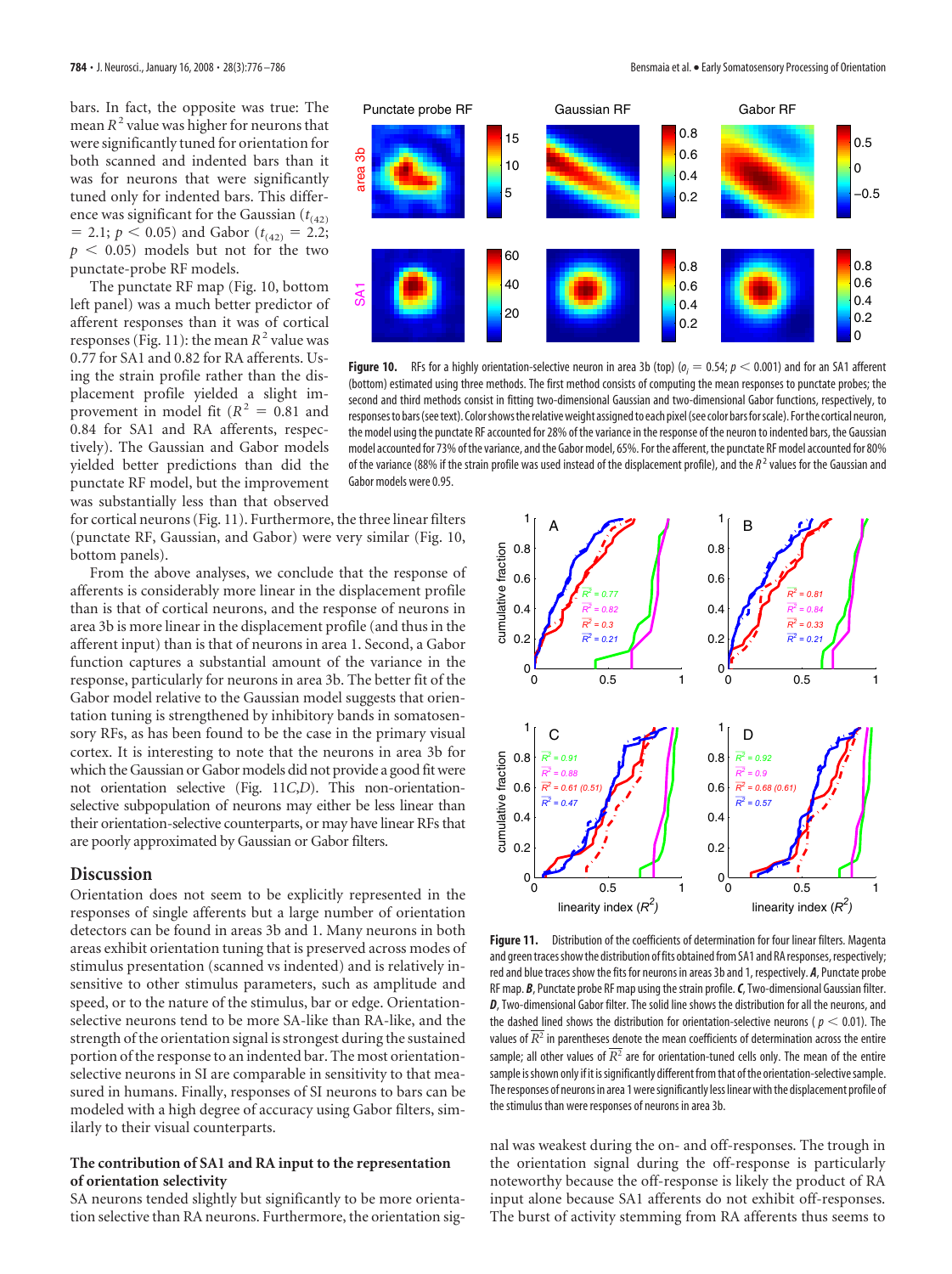bars. In fact, the opposite was true: The mean $R^2$ value was higher for neurons that were significantly tuned for orientation for both scanned and indented bars than it was for neurons that were significantly tuned only for indented bars. This difference was significant for the Gaussian ($t_{(42)} = 2.1$; $p < 0.05$) and Gabor ($t_{(42)} = 2.2$; $p < 0.05$) models but not for the two punctate-probe RF models.

The punctate RF map (Fig. 10, bottom left panel) was a much better predictor of afferent responses than it was of cortical responses (Fig. 11): the mean $R^2$ value was 0.77 for SA1 and 0.82 for RA afferents. Using the strain profile rather than the displacement profile yielded a slight improvement in model fit ($R^2 = 0.81$ and 0.84 for SA1 and RA afferents, respectively). The Gaussian and Gabor models yielded better predictions than did the punctate RF model, but the improvement was substantially less than that observed for cortical neurons (Fig. 11). Furthermore, the three linear filters (punctate RF, Gaussian, and Gabor) were very similar (Fig. 10, bottom panels).

From the above analyses, we conclude that the response of afferents is considerably more linear in the displacement profile than is that of cortical neurons, and the response of neurons in area 3b is more linear in the displacement profile (and thus in the afferent input) than is that of neurons in area 1. Second, a Gabor function captures a substantial amount of the variance in the response, particularly for neurons in area 3b. The better fit of the Gabor model relative to the Gaussian model suggests that orientation tuning is strengthened by inhibitory bands in somatosensory RFs, as has been found to be the case in the primary visual cortex. It is interesting to note that the neurons in area 3b for which the Gaussian or Gabor models did not provide a good fit were not orientation selective (Fig. 11*C*,*D*). This non-orientation-selective subpopulation of neurons may either be less linear than their orientation-selective counterparts, or may have linear RFs that are poorly approximated by Gaussian or Gabor filters.

**Figure 10.** RFs for a highly orientation-selective neuron in area 3b (top) ($o_i = 0.54$; $p < 0.001$) and for an SA1 afferent (bottom) estimated using three methods. The first method consists of computing the mean responses to punctate probes; the second and third methods consist in fitting two-dimensional Gaussian and two-dimensional Gabor functions, respectively, to responses to bars (see text). Color shows the relative weight assigned to each pixel (see color bars for scale). For the cortical neuron, the model using the punctate RF accounted for 28% of the variance in the response of the neuron to indented bars, the Gaussian model accounted for 73% of the variance, and the Gabor model, 65%. For the afferent, the punctate RF model accounted for 80% of the variance (88% if the strain profile was used instead of the displacement profile), and the $R^2$ values for the Gaussian and Gabor models were 0.95.

**Figure 11.** Distribution of the coefficients of determination for four linear filters. Magenta and green traces show the distribution of fits obtained from SA1 and RA responses, respectively; red and blue traces show the fits for neurons in areas 3b and 1, respectively. ***A***, Punctate probe RF map. ***B***, Punctate probe RF map using the strain profile. ***C***, Two-dimensional Gaussian filter. ***D***, Two-dimensional Gabor filter. The solid line shows the distribution for all the neurons, and the dashed lined shows the distribution for orientation-selective neurons ($p < 0.01$). The values of $\overline{R^2}$ in parentheses denote the mean coefficients of determination across the entire sample; all other values of $\overline{R^2}$ are for orientation-tuned cells only. The mean of the entire sample is shown only if it is significantly different from that of the orientation-selective sample. The responses of neurons in area 1 were significantly less linear with the displacement profile of the stimulus than were responses of neurons in area 3b.

## Discussion

Orientation does not seem to be explicitly represented in the responses of single afferents but a large number of orientation detectors can be found in areas 3b and 1. Many neurons in both areas exhibit orientation tuning that is preserved across modes of stimulus presentation (scanned vs indented) and is relatively insensitive to other stimulus parameters, such as amplitude and speed, or to the nature of the stimulus, bar or edge. Orientation-selective neurons tend to be more SA-like than RA-like, and the strength of the orientation signal is strongest during the sustained portion of the response to an indented bar. The most orientation-selective neurons in SI are comparable in sensitivity to that measured in humans. Finally, responses of SI neurons to bars can be modeled with a high degree of accuracy using Gabor filters, similarly to their visual counterparts.

### The contribution of SA1 and RA input to the representation of orientation selectivity

SA neurons tended slightly but significantly to be more orientation selective than RA neurons. Furthermore, the orientation signal was weakest during the on- and off-responses. The trough in the orientation signal during the off-response is particularly noteworthy because the off-response is likely the product of RA input alone because SA1 afferents do not exhibit off-responses. The burst of activity stemming from RA afferents thus seems to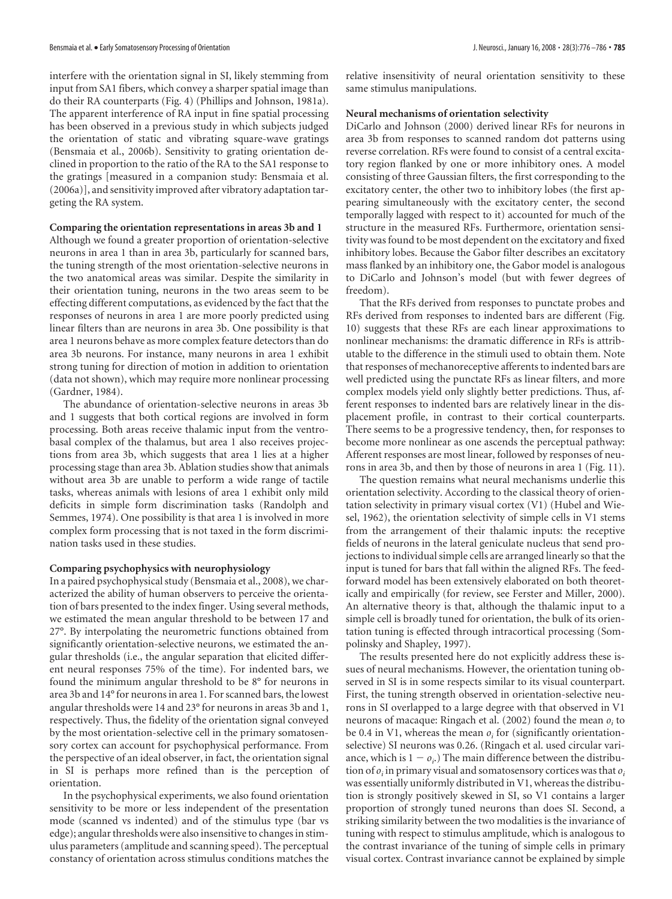interfere with the orientation signal in SI, likely stemming from input from SA1 fibers, which convey a sharper spatial image than do their RA counterparts (Fig. 4) (Phillips and Johnson, 1981a). The apparent interference of RA input in fine spatial processing has been observed in a previous study in which subjects judged the orientation of static and vibrating square-wave gratings (Bensmaia et al., 2006b). Sensitivity to grating orientation declined in proportion to the ratio of the RA to the SA1 response to the gratings [measured in a companion study: Bensmaia et al. (2006a)], and sensitivity improved after vibratory adaptation targeting the RA system.

#### Comparing the orientation representations in areas 3b and 1

Although we found a greater proportion of orientation-selective neurons in area 1 than in area 3b, particularly for scanned bars, the tuning strength of the most orientation-selective neurons in the two anatomical areas was similar. Despite the similarity in their orientation tuning, neurons in the two areas seem to be effecting different computations, as evidenced by the fact that the responses of neurons in area 1 are more poorly predicted using linear filters than are neurons in area 3b. One possibility is that area 1 neurons behave as more complex feature detectors than do area 3b neurons. For instance, many neurons in area 1 exhibit strong tuning for direction of motion in addition to orientation (data not shown), which may require more nonlinear processing (Gardner, 1984).

The abundance of orientation-selective neurons in areas 3b and 1 suggests that both cortical regions are involved in form processing. Both areas receive thalamic input from the ventrobasal complex of the thalamus, but area 1 also receives projections from area 3b, which suggests that area 1 lies at a higher processing stage than area 3b. Ablation studies show that animals without area 3b are unable to perform a wide range of tactile tasks, whereas animals with lesions of area 1 exhibit only mild deficits in simple form discrimination tasks (Randolph and Semmes, 1974). One possibility is that area 1 is involved in more complex form processing that is not taxed in the form discrimination tasks used in these studies.

#### Comparing psychophysics with neurophysiology

In a paired psychophysical study (Bensmaia et al., 2008), we characterized the ability of human observers to perceive the orientation of bars presented to the index finger. Using several methods, we estimated the mean angular threshold to be between 17 and 27°. By interpolating the neurometric functions obtained from significantly orientation-selective neurons, we estimated the angular thresholds (i.e., the angular separation that elicited different neural responses 75% of the time). For indented bars, we found the minimum angular threshold to be 8° for neurons in area 3b and 14° for neurons in area 1. For scanned bars, the lowest angular thresholds were 14 and 23° for neurons in areas 3b and 1, respectively. Thus, the fidelity of the orientation signal conveyed by the most orientation-selective cell in the primary somatosensory cortex can account for psychophysical performance. From the perspective of an ideal observer, in fact, the orientation signal in SI is perhaps more refined than is the perception of orientation.

In the psychophysical experiments, we also found orientation sensitivity to be more or less independent of the presentation mode (scanned vs indented) and of the stimulus type (bar vs edge); angular thresholds were also insensitive to changes in stimulus parameters (amplitude and scanning speed). The perceptual constancy of orientation across stimulus conditions matches the relative insensitivity of neural orientation sensitivity to these same stimulus manipulations.

#### Neural mechanisms of orientation selectivity

DiCarlo and Johnson (2000) derived linear RFs for neurons in area 3b from responses to scanned random dot patterns using reverse correlation. RFs were found to consist of a central excitatory region flanked by one or more inhibitory ones. A model consisting of three Gaussian filters, the first corresponding to the excitatory center, the other two to inhibitory lobes (the first appearing simultaneously with the excitatory center, the second temporally lagged with respect to it) accounted for much of the structure in the measured RFs. Furthermore, orientation sensitivity was found to be most dependent on the excitatory and fixed inhibitory lobes. Because the Gabor filter describes an excitatory mass flanked by an inhibitory one, the Gabor model is analogous to DiCarlo and Johnson's model (but with fewer degrees of freedom).

That the RFs derived from responses to punctate probes and RFs derived from responses to indented bars are different (Fig. 10) suggests that these RFs are each linear approximations to nonlinear mechanisms: the dramatic difference in RFs is attributable to the difference in the stimuli used to obtain them. Note that responses of mechanoreceptive afferents to indented bars are well predicted using the punctate RFs as linear filters, and more complex models yield only slightly better predictions. Thus, afferent responses to indented bars are relatively linear in the displacement profile, in contrast to their cortical counterparts. There seems to be a progressive tendency, then, for responses to become more nonlinear as one ascends the perceptual pathway: Afferent responses are most linear, followed by responses of neurons in area 3b, and then by those of neurons in area 1 (Fig. 11).

The question remains what neural mechanisms underlie this orientation selectivity. According to the classical theory of orientation selectivity in primary visual cortex (V1) (Hubel and Wiesel, 1962), the orientation selectivity of simple cells in V1 stems from the arrangement of their thalamic inputs: the receptive fields of neurons in the lateral geniculate nucleus that send projections to individual simple cells are arranged linearly so that the input is tuned for bars that fall within the aligned RFs. The feedforward model has been extensively elaborated on both theoretically and empirically (for review, see Ferster and Miller, 2000). An alternative theory is that, although the thalamic input to a simple cell is broadly tuned for orientation, the bulk of its orientation tuning is effected through intracortical processing (Sompolinsky and Shapley, 1997).

The results presented here do not explicitly address these issues of neural mechanisms. However, the orientation tuning observed in SI is in some respects similar to its visual counterpart. First, the tuning strength observed in orientation-selective neurons in SI overlapped to a large degree with that observed in V1 neurons of macaque: Ringach et al. (2002) found the mean $o_i$ to be 0.4 in V1, whereas the mean $o_i$ for (significantly orientation-selective) SI neurons was 0.26. (Ringach et al. used circular variance, which is $1 - o_i$.) The main difference between the distribution of $o_i$ in primary visual and somatosensory cortices was that $o_i$ was essentially uniformly distributed in V1, whereas the distribution is strongly positively skewed in SI, so V1 contains a larger proportion of strongly tuned neurons than does SI. Second, a striking similarity between the two modalities is the invariance of tuning with respect to stimulus amplitude, which is analogous to the contrast invariance of the tuning of simple cells in primary visual cortex. Contrast invariance cannot be explained by simple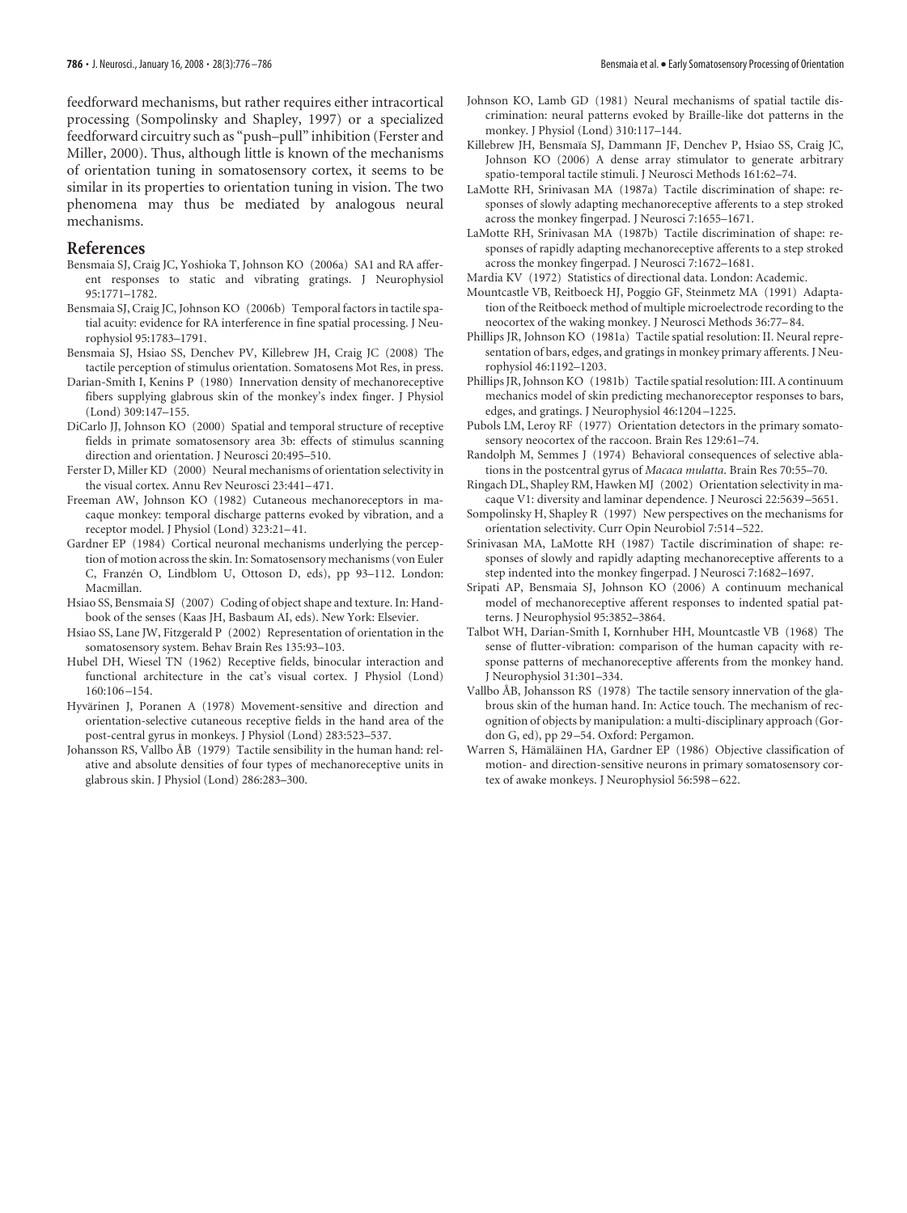feedforward mechanisms, but rather requires either intracortical processing (Sompolinsky and Shapley, 1997) or a specialized feedforward circuitry such as "push–pull" inhibition (Ferster and Miller, 2000). Thus, although little is known of the mechanisms of orientation tuning in somatosensory cortex, it seems to be similar in its properties to orientation tuning in vision. The two phenomena may thus be mediated by analogous neural mechanisms.

## References

Bensmaia SJ, Craig JC, Yoshioka T, Johnson KO (2006a) SA1 and RA afferent responses to static and vibrating gratings. J Neurophysiol 95:1771–1782.

Bensmaia SJ, Craig JC, Johnson KO (2006b) Temporal factors in tactile spatial acuity: evidence for RA interference in fine spatial processing. J Neurophysiol 95:1783–1791.

Bensmaia SJ, Hsiao SS, Denchev PV, Killebrew JH, Craig JC (2008) The tactile perception of stimulus orientation. Somatosens Mot Res, in press.

Darian-Smith I, Kenins P (1980) Innervation density of mechanoreceptive fibers supplying glabrous skin of the monkey's index finger. J Physiol (Lond) 309:147–155.

DiCarlo JJ, Johnson KO (2000) Spatial and temporal structure of receptive fields in primate somatosensory area 3b: effects of stimulus scanning direction and orientation. J Neurosci 20:495–510.

Ferster D, Miller KD (2000) Neural mechanisms of orientation selectivity in the visual cortex. Annu Rev Neurosci 23:441–471.

Freeman AW, Johnson KO (1982) Cutaneous mechanoreceptors in macaque monkey: temporal discharge patterns evoked by vibration, and a receptor model. J Physiol (Lond) 323:21–41.

Gardner EP (1984) Cortical neuronal mechanisms underlying the perception of motion across the skin. In: Somatosensory mechanisms (von Euler C, Franzén O, Lindblom U, Ottoson D, eds), pp 93–112. London: Macmillan.

Hsiao SS, Bensmaia SJ (2007) Coding of object shape and texture. In: Handbook of the senses (Kaas JH, Basbaum AI, eds). New York: Elsevier.

Hsiao SS, Lane JW, Fitzgerald P (2002) Representation of orientation in the somatosensory system. Behav Brain Res 135:93–103.

Hubel DH, Wiesel TN (1962) Receptive fields, binocular interaction and functional architecture in the cat's visual cortex. J Physiol (Lond) 160:106–154.

Hyvärinen J, Poranen A (1978) Movement-sensitive and direction and orientation-selective cutaneous receptive fields in the hand area of the post-central gyrus in monkeys. J Physiol (Lond) 283:523–537.

Johansson RS, Vallbo ÅB (1979) Tactile sensibility in the human hand: relative and absolute densities of four types of mechanoreceptive units in glabrous skin. J Physiol (Lond) 286:283–300.

Johnson KO, Lamb GD (1981) Neural mechanisms of spatial tactile discrimination: neural patterns evoked by Braille-like dot patterns in the monkey. J Physiol (Lond) 310:117–144.

Killebrew JH, Bensmaïa SJ, Dammann JF, Denchev P, Hsiao SS, Craig JC, Johnson KO (2006) A dense array stimulator to generate arbitrary spatio-temporal tactile stimuli. J Neurosci Methods 161:62–74.

LaMotte RH, Srinivasan MA (1987a) Tactile discrimination of shape: responses of slowly adapting mechanoreceptive afferents to a step stroked across the monkey fingerpad. J Neurosci 7:1655–1671.

LaMotte RH, Srinivasan MA (1987b) Tactile discrimination of shape: responses of rapidly adapting mechanoreceptive afferents to a step stroked across the monkey fingerpad. J Neurosci 7:1672–1681.

Mardia KV (1972) Statistics of directional data. London: Academic.

Mountcastle VB, Reitboeck HJ, Poggio GF, Steinmetz MA (1991) Adaptation of the Reitboeck method of multiple microelectrode recording to the neocortex of the waking monkey. J Neurosci Methods 36:77–84.

Phillips JR, Johnson KO (1981a) Tactile spatial resolution: II. Neural representation of bars, edges, and gratings in monkey primary afferents. J Neurophysiol 46:1192–1203.

Phillips JR, Johnson KO (1981b) Tactile spatial resolution: III. A continuum mechanics model of skin predicting mechanoreceptor responses to bars, edges, and gratings. J Neurophysiol 46:1204–1225.

Pubols LM, Leroy RF (1977) Orientation detectors in the primary somatosensory neocortex of the raccoon. Brain Res 129:61–74.

Randolph M, Semmes J (1974) Behavioral consequences of selective ablations in the postcentral gyrus of *Macaca mulatta*. Brain Res 70:55–70.

Ringach DL, Shapley RM, Hawken MJ (2002) Orientation selectivity in macaque V1: diversity and laminar dependence. J Neurosci 22:5639–5651.

Sompolinsky H, Shapley R (1997) New perspectives on the mechanisms for orientation selectivity. Curr Opin Neurobiol 7:514–522.

Srinivasan MA, LaMotte RH (1987) Tactile discrimination of shape: responses of slowly and rapidly adapting mechanoreceptive afferents to a step indented into the monkey fingerpad. J Neurosci 7:1682–1697.

Sripati AP, Bensmaia SJ, Johnson KO (2006) A continuum mechanical model of mechanoreceptive afferent responses to indented spatial patterns. J Neurophysiol 95:3852–3864.

Talbot WH, Darian-Smith I, Kornhuber HH, Mountcastle VB (1968) The sense of flutter-vibration: comparison of the human capacity with response patterns of mechanoreceptive afferents from the monkey hand. J Neurophysiol 31:301–334.

Vallbo ÅB, Johansson RS (1978) The tactile sensory innervation of the glabrous skin of the human hand. In: Actice touch. The mechanism of recognition of objects by manipulation: a multi-disciplinary approach (Gordon G, ed), pp 29–54. Oxford: Pergamon.

Warren S, Hämäläinen HA, Gardner EP (1986) Objective classification of motion- and direction-sensitive neurons in primary somatosensory cortex of awake monkeys. J Neurophysiol 56:598–622.